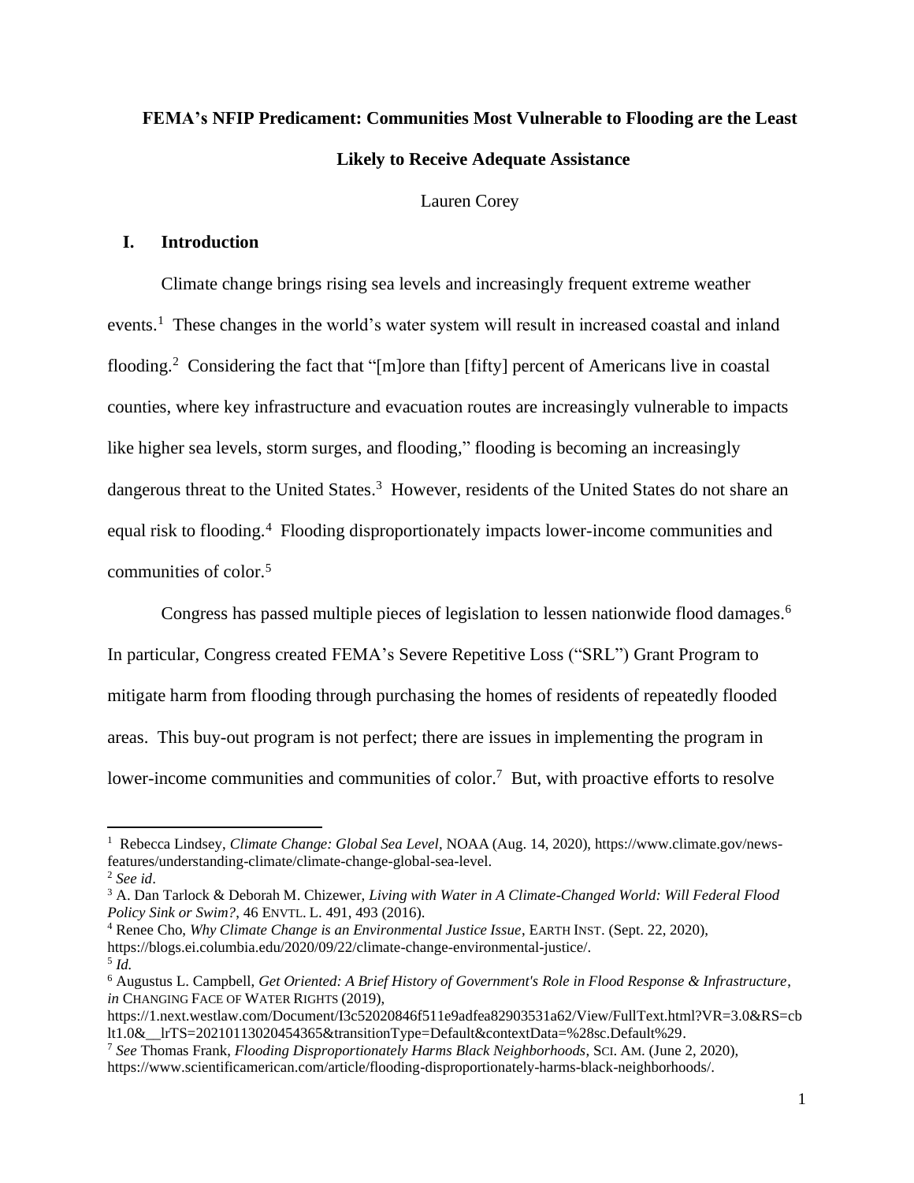**FEMA's NFIP Predicament: Communities Most Vulnerable to Flooding are the Least Likely to Receive Adequate Assistance**

Lauren Corey

## I. Introduction

Climate change brings rising sea levels and increasingly frequent extreme weather events.[1] These changes in the world's water system will result in increased coastal and inland flooding.[2] Considering the fact that "[m]ore than [fifty] percent of Americans live in coastal counties, where key infrastructure and evacuation routes are increasingly vulnerable to impacts like higher sea levels, storm surges, and flooding," flooding is becoming an increasingly dangerous threat to the United States.[3] However, residents of the United States do not share an equal risk to flooding.[4] Flooding disproportionately impacts lower-income communities and communities of color.[5]

Congress has passed multiple pieces of legislation to lessen nationwide flood damages.[6] In particular, Congress created FEMA's Severe Repetitive Loss ("SRL") Grant Program to mitigate harm from flooding through purchasing the homes of residents of repeatedly flooded areas. This buy-out program is not perfect; there are issues in implementing the program in lower-income communities and communities of color.[7] But, with proactive efforts to resolve

---

[1] Rebecca Lindsey, *Climate Change: Global Sea Level*, NOAA (Aug. 14, 2020), https://www.climate.gov/news-features/understanding-climate/climate-change-global-sea-level.

[2] *See id*.

[3] A. Dan Tarlock & Deborah M. Chizewer, *Living with Water in A Climate-Changed World: Will Federal Flood Policy Sink or Swim?*, 46 ENVTL. L. 491, 493 (2016).

[4] Renee Cho, *Why Climate Change is an Environmental Justice Issue*, EARTH INST. (Sept. 22, 2020), https://blogs.ei.columbia.edu/2020/09/22/climate-change-environmental-justice/.

[5] *Id.*

[6] Augustus L. Campbell, *Get Oriented: A Brief History of Government's Role in Flood Response & Infrastructure*, *in* CHANGING FACE OF WATER RIGHTS (2019), https://1.next.westlaw.com/Document/I3c52020846f511e9adfea82903531a62/View/FullText.html?VR=3.0&RS=cblt1.0&__lrTS=20210113020454365&transitionType=Default&contextData=%28sc.Default%29.

[7] *See* Thomas Frank, *Flooding Disproportionately Harms Black Neighborhoods*, SCI. AM. (June 2, 2020), https://www.scientificamerican.com/article/flooding-disproportionately-harms-black-neighborhoods/.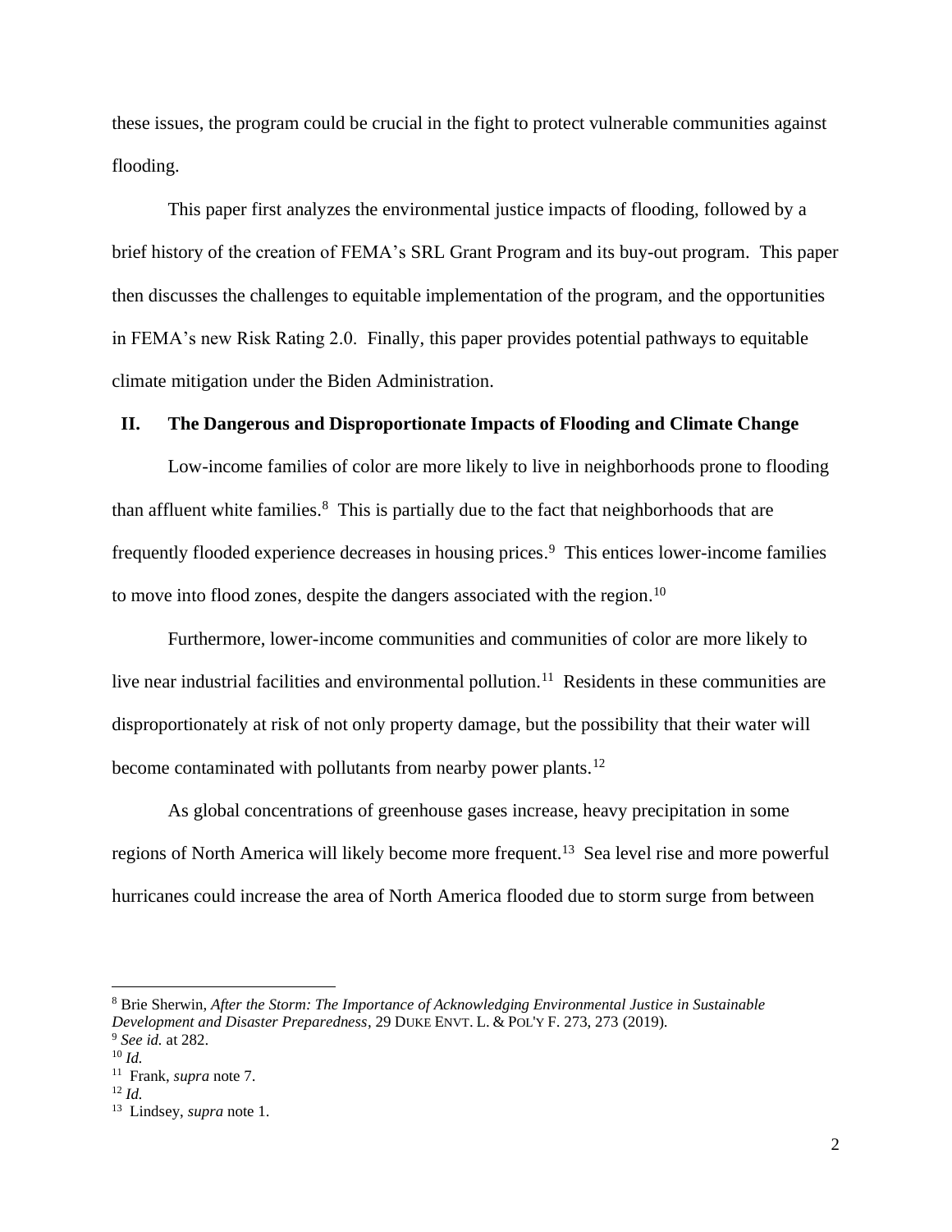these issues, the program could be crucial in the fight to protect vulnerable communities against flooding.

This paper first analyzes the environmental justice impacts of flooding, followed by a brief history of the creation of FEMA's SRL Grant Program and its buy-out program. This paper then discusses the challenges to equitable implementation of the program, and the opportunities in FEMA's new Risk Rating 2.0. Finally, this paper provides potential pathways to equitable climate mitigation under the Biden Administration.

## II. The Dangerous and Disproportionate Impacts of Flooding and Climate Change

Low-income families of color are more likely to live in neighborhoods prone to flooding than affluent white families.[8] This is partially due to the fact that neighborhoods that are frequently flooded experience decreases in housing prices.[9] This entices lower-income families to move into flood zones, despite the dangers associated with the region.[10]

Furthermore, lower-income communities and communities of color are more likely to live near industrial facilities and environmental pollution.[11] Residents in these communities are disproportionately at risk of not only property damage, but the possibility that their water will become contaminated with pollutants from nearby power plants.[12]

As global concentrations of greenhouse gases increase, heavy precipitation in some regions of North America will likely become more frequent.[13] Sea level rise and more powerful hurricanes could increase the area of North America flooded due to storm surge from between

---

[8] Brie Sherwin, *After the Storm: The Importance of Acknowledging Environmental Justice in Sustainable Development and Disaster Preparedness*, 29 DUKE ENVT. L. & POL'Y F. 273, 273 (2019).

[9] *See id.* at 282.

[10] *Id.*

[11] Frank, *supra* note 7.

[12] *Id.*

[13] Lindsey, *supra* note 1.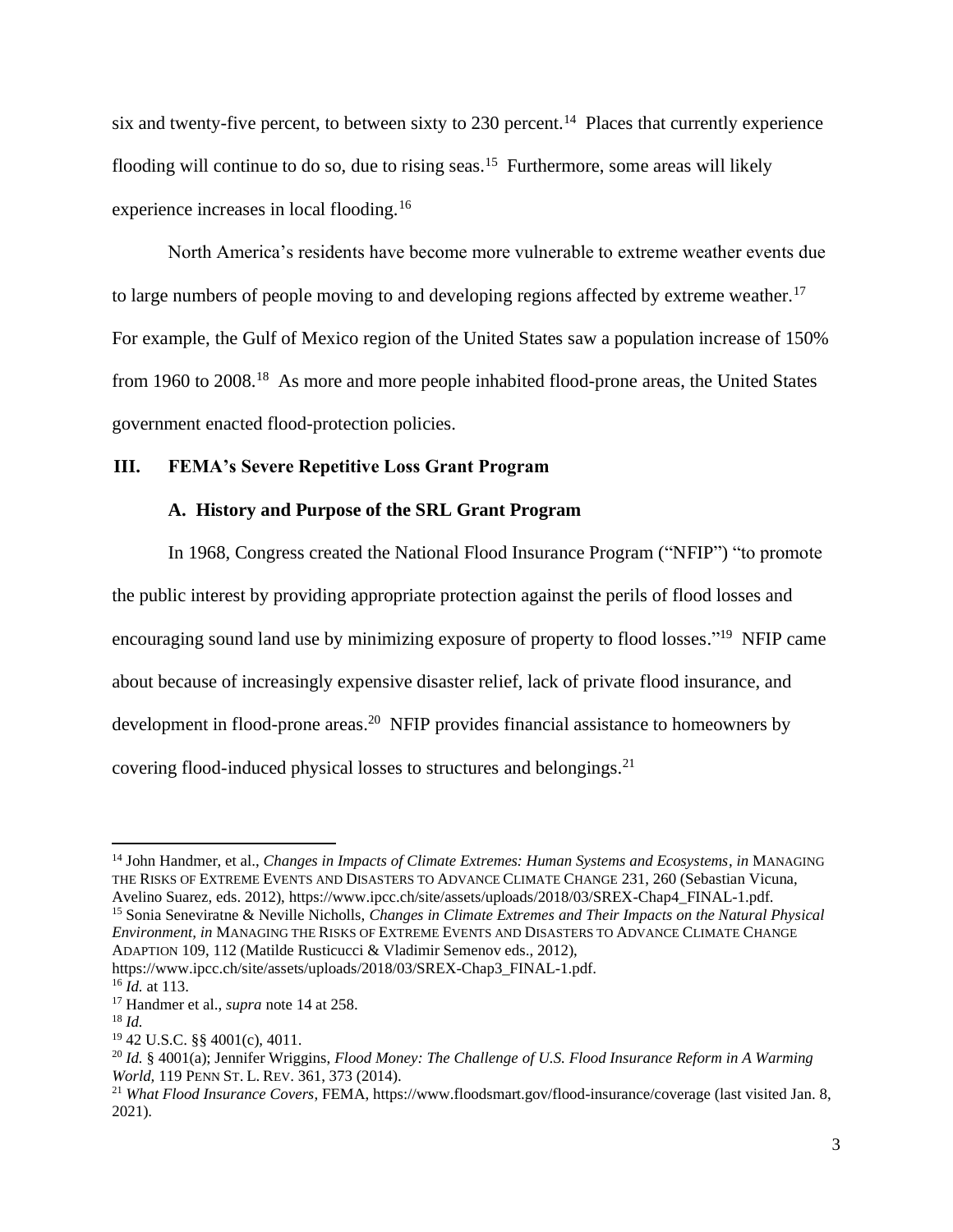six and twenty-five percent, to between sixty to 230 percent.[14] Places that currently experience flooding will continue to do so, due to rising seas.[15] Furthermore, some areas will likely experience increases in local flooding.[16]

North America's residents have become more vulnerable to extreme weather events due to large numbers of people moving to and developing regions affected by extreme weather.[17] For example, the Gulf of Mexico region of the United States saw a population increase of 150% from 1960 to 2008.[18] As more and more people inhabited flood-prone areas, the United States government enacted flood-protection policies.

## III. FEMA's Severe Repetitive Loss Grant Program

### A. History and Purpose of the SRL Grant Program

In 1968, Congress created the National Flood Insurance Program ("NFIP") "to promote the public interest by providing appropriate protection against the perils of flood losses and encouraging sound land use by minimizing exposure of property to flood losses."[19] NFIP came about because of increasingly expensive disaster relief, lack of private flood insurance, and development in flood-prone areas.[20] NFIP provides financial assistance to homeowners by covering flood-induced physical losses to structures and belongings.[21]

---

[14] John Handmer, et al., *Changes in Impacts of Climate Extremes: Human Systems and Ecosystems*, *in* MANAGING THE RISKS OF EXTREME EVENTS AND DISASTERS TO ADVANCE CLIMATE CHANGE 231, 260 (Sebastian Vicuna, Avelino Suarez, eds. 2012), https://www.ipcc.ch/site/assets/uploads/2018/03/SREX-Chap4_FINAL-1.pdf.

[15] Sonia Seneviratne & Neville Nicholls, *Changes in Climate Extremes and Their Impacts on the Natural Physical Environment*, *in* MANAGING THE RISKS OF EXTREME EVENTS AND DISASTERS TO ADVANCE CLIMATE CHANGE ADAPTION 109, 112 (Matilde Rusticucci & Vladimir Semenov eds., 2012), https://www.ipcc.ch/site/assets/uploads/2018/03/SREX-Chap3_FINAL-1.pdf.

[16] *Id.* at 113.

[17] Handmer et al., *supra* note 14 at 258.

[18] *Id.*

[19] 42 U.S.C. §§ 4001(c), 4011.

[20] *Id.* § 4001(a); Jennifer Wriggins, *Flood Money: The Challenge of U.S. Flood Insurance Reform in A Warming World*, 119 PENN ST. L. REV. 361, 373 (2014).

[21] *What Flood Insurance Covers*, FEMA, https://www.floodsmart.gov/flood-insurance/coverage (last visited Jan. 8, 2021).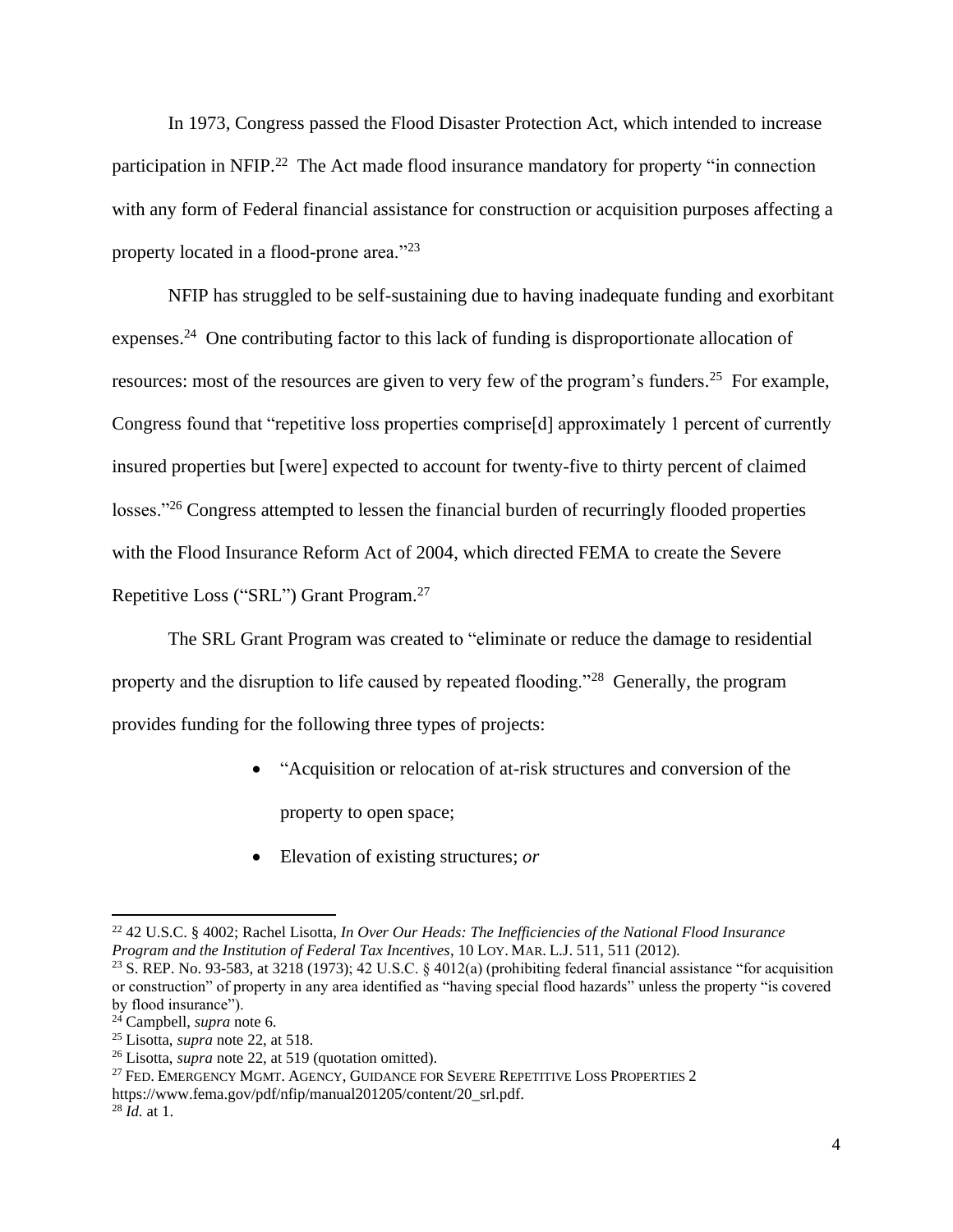In 1973, Congress passed the Flood Disaster Protection Act, which intended to increase participation in NFIP.[22] The Act made flood insurance mandatory for property "in connection with any form of Federal financial assistance for construction or acquisition purposes affecting a property located in a flood-prone area."[23]

NFIP has struggled to be self-sustaining due to having inadequate funding and exorbitant expenses.[24] One contributing factor to this lack of funding is disproportionate allocation of resources: most of the resources are given to very few of the program's funders.[25] For example, Congress found that "repetitive loss properties comprise[d] approximately 1 percent of currently insured properties but [were] expected to account for twenty-five to thirty percent of claimed losses."[26] Congress attempted to lessen the financial burden of recurringly flooded properties with the Flood Insurance Reform Act of 2004, which directed FEMA to create the Severe Repetitive Loss ("SRL") Grant Program.[27]

The SRL Grant Program was created to "eliminate or reduce the damage to residential property and the disruption to life caused by repeated flooding."[28] Generally, the program provides funding for the following three types of projects:

- "Acquisition or relocation of at-risk structures and conversion of the property to open space;
- Elevation of existing structures; *or*

---

[22] 42 U.S.C. § 4002; Rachel Lisotta, *In Over Our Heads: The Inefficiencies of the National Flood Insurance Program and the Institution of Federal Tax Incentives*, 10 LOY. MAR. L.J. 511, 511 (2012).

[23] S. REP. No. 93-583, at 3218 (1973); 42 U.S.C. § 4012(a) (prohibiting federal financial assistance "for acquisition or construction" of property in any area identified as "having special flood hazards" unless the property "is covered by flood insurance").

[24] Campbell, *supra* note 6.

[25] Lisotta, *supra* note 22, at 518.

[26] Lisotta, *supra* note 22, at 519 (quotation omitted).

[27] FED. EMERGENCY MGMT. AGENCY, GUIDANCE FOR SEVERE REPETITIVE LOSS PROPERTIES 2 https://www.fema.gov/pdf/nfip/manual201205/content/20_srl.pdf.

[28] *Id.* at 1.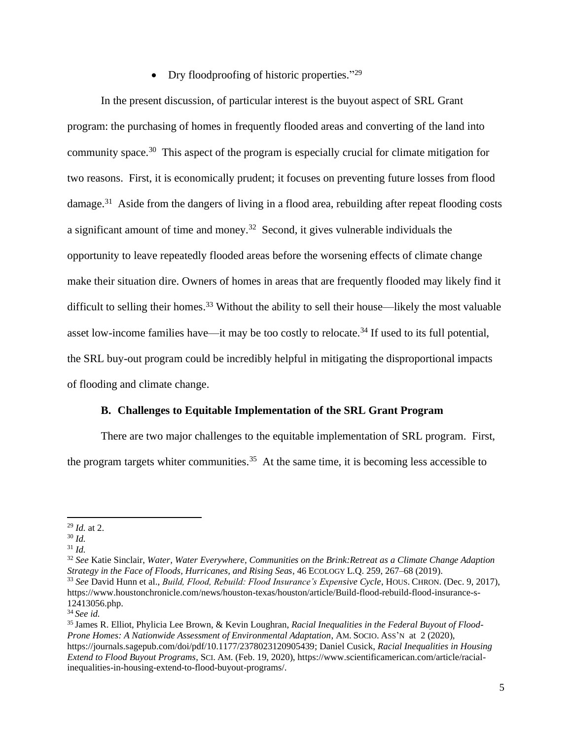- Dry floodproofing of historic properties."[29]

In the present discussion, of particular interest is the buyout aspect of SRL Grant program: the purchasing of homes in frequently flooded areas and converting of the land into community space.[30] This aspect of the program is especially crucial for climate mitigation for two reasons. First, it is economically prudent; it focuses on preventing future losses from flood damage.[31] Aside from the dangers of living in a flood area, rebuilding after repeat flooding costs a significant amount of time and money.[32] Second, it gives vulnerable individuals the opportunity to leave repeatedly flooded areas before the worsening effects of climate change make their situation dire. Owners of homes in areas that are frequently flooded may likely find it difficult to selling their homes.[33] Without the ability to sell their house—likely the most valuable asset low-income families have—it may be too costly to relocate.[34] If used to its full potential, the SRL buy-out program could be incredibly helpful in mitigating the disproportional impacts of flooding and climate change.

### B. Challenges to Equitable Implementation of the SRL Grant Program

There are two major challenges to the equitable implementation of SRL program. First, the program targets whiter communities.[35] At the same time, it is becoming less accessible to

---

[29] *Id.* at 2.

[30] *Id.*

[31] *Id.*

[32] *See* Katie Sinclair, *Water, Water Everywhere, Communities on the Brink:Retreat as a Climate Change Adaption Strategy in the Face of Floods, Hurricanes, and Rising Seas*, 46 ECOLOGY L.Q. 259, 267–68 (2019).

[33] *See* David Hunn et al., *Build, Flood, Rebuild: Flood Insurance's Expensive Cycle*, HOUS. CHRON. (Dec. 9, 2017), https://www.houstonchronicle.com/news/houston-texas/houston/article/Build-flood-rebuild-flood-insurance-s-12413056.php.

[34] *See id.*

[35] James R. Elliot, Phylicia Lee Brown, & Kevin Loughran, *Racial Inequalities in the Federal Buyout of Flood-Prone Homes: A Nationwide Assessment of Environmental Adaptation*, AM. SOCIO. ASS'N at 2 (2020), https://journals.sagepub.com/doi/pdf/10.1177/2378023120905439; Daniel Cusick, *Racial Inequalities in Housing Extend to Flood Buyout Programs*, SCI. AM. (Feb. 19, 2020), https://www.scientificamerican.com/article/racial-inequalities-in-housing-extend-to-flood-buyout-programs/.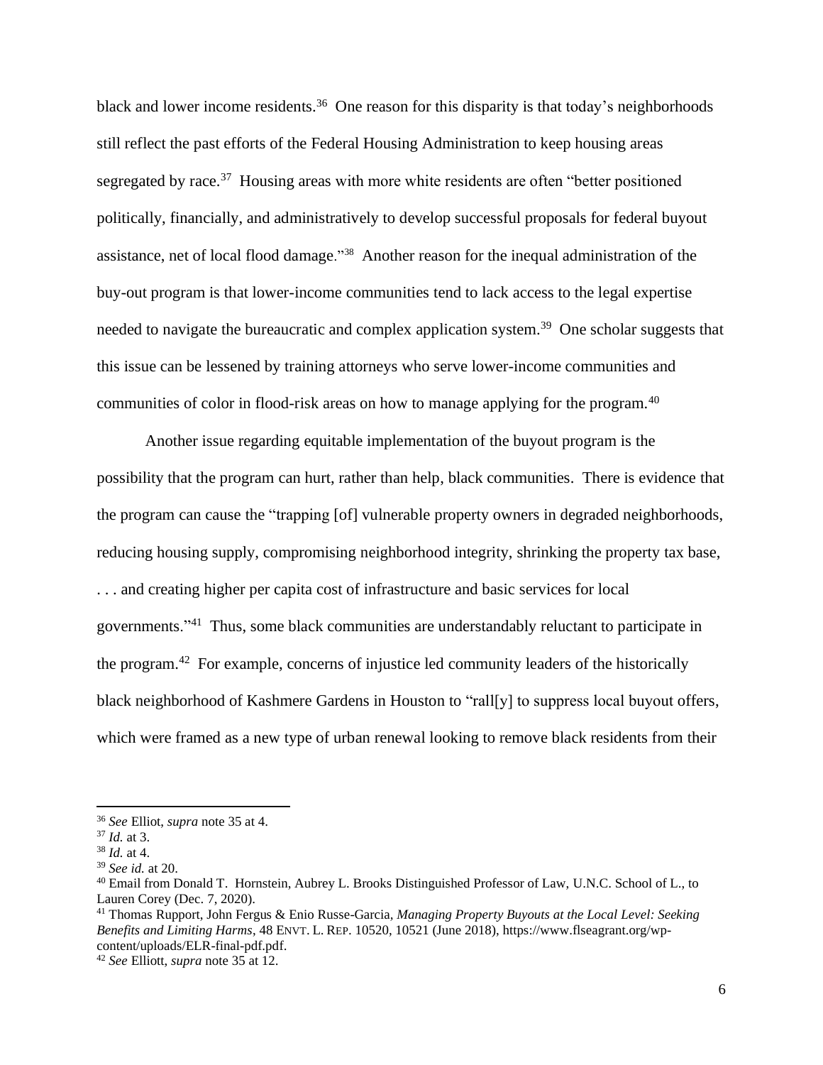black and lower income residents.[36] One reason for this disparity is that today's neighborhoods still reflect the past efforts of the Federal Housing Administration to keep housing areas segregated by race.[37] Housing areas with more white residents are often "better positioned politically, financially, and administratively to develop successful proposals for federal buyout assistance, net of local flood damage."[38] Another reason for the inequal administration of the buy-out program is that lower-income communities tend to lack access to the legal expertise needed to navigate the bureaucratic and complex application system.[39] One scholar suggests that this issue can be lessened by training attorneys who serve lower-income communities and communities of color in flood-risk areas on how to manage applying for the program.[40]

Another issue regarding equitable implementation of the buyout program is the possibility that the program can hurt, rather than help, black communities. There is evidence that the program can cause the "trapping [of] vulnerable property owners in degraded neighborhoods, reducing housing supply, compromising neighborhood integrity, shrinking the property tax base, . . . and creating higher per capita cost of infrastructure and basic services for local governments."[41] Thus, some black communities are understandably reluctant to participate in the program.[42] For example, concerns of injustice led community leaders of the historically black neighborhood of Kashmere Gardens in Houston to "rall[y] to suppress local buyout offers, which were framed as a new type of urban renewal looking to remove black residents from their

---

[36] *See* Elliot, *supra* note 35 at 4.

[37] *Id.* at 3.

[38] *Id.* at 4.

[39] *See id.* at 20.

[40] Email from Donald T. Hornstein, Aubrey L. Brooks Distinguished Professor of Law, U.N.C. School of L., to Lauren Corey (Dec. 7, 2020).

[41] Thomas Rupport, John Fergus & Enio Russe-Garcia, *Managing Property Buyouts at the Local Level: Seeking Benefits and Limiting Harms*, 48 ENVT. L. REP. 10520, 10521 (June 2018), https://www.flseagrant.org/wp-content/uploads/ELR-final-pdf.pdf.

[42] *See* Elliott, *supra* note 35 at 12.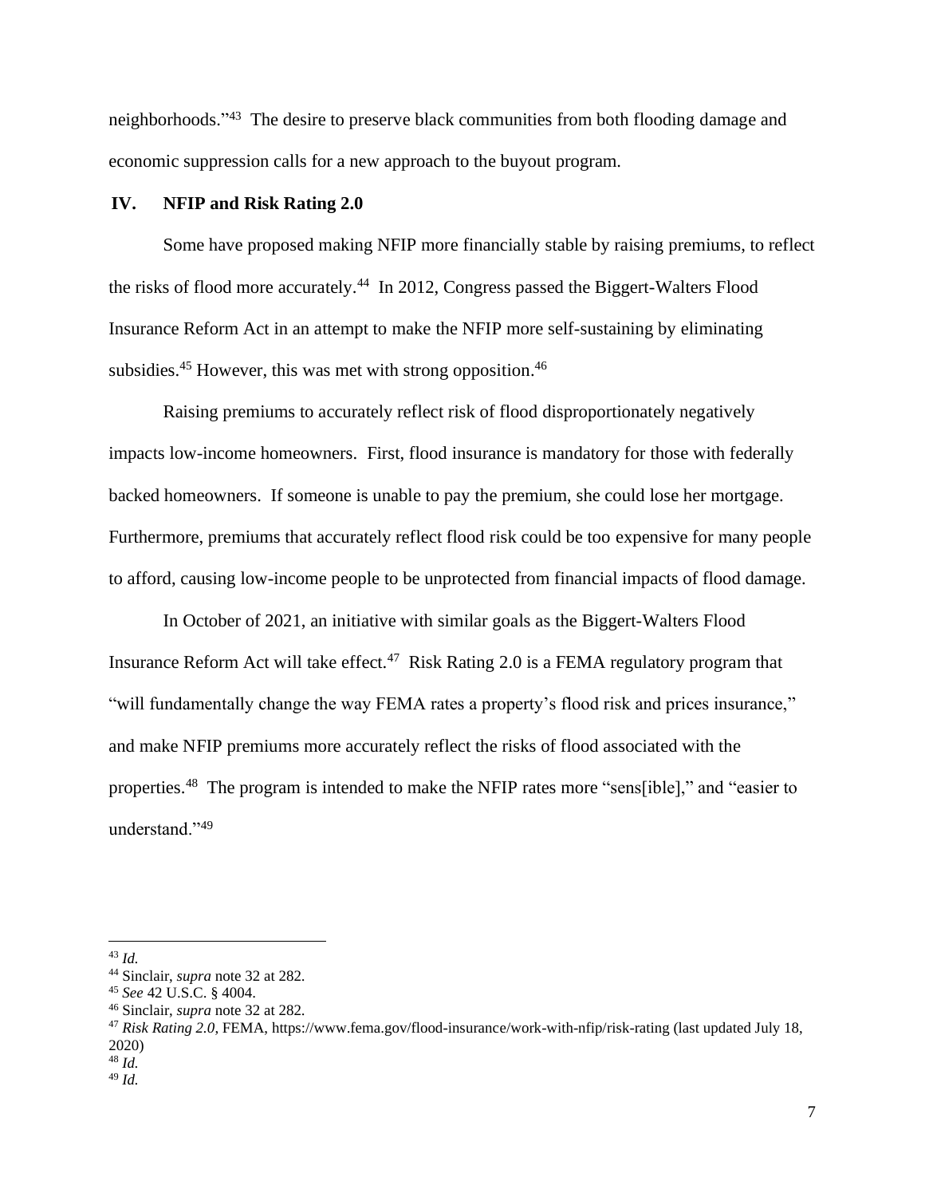neighborhoods."[43] The desire to preserve black communities from both flooding damage and economic suppression calls for a new approach to the buyout program.

## IV. NFIP and Risk Rating 2.0

Some have proposed making NFIP more financially stable by raising premiums, to reflect the risks of flood more accurately.[44] In 2012, Congress passed the Biggert-Walters Flood Insurance Reform Act in an attempt to make the NFIP more self-sustaining by eliminating subsidies.[45] However, this was met with strong opposition.[46]

Raising premiums to accurately reflect risk of flood disproportionately negatively impacts low-income homeowners. First, flood insurance is mandatory for those with federally backed homeowners. If someone is unable to pay the premium, she could lose her mortgage. Furthermore, premiums that accurately reflect flood risk could be too expensive for many people to afford, causing low-income people to be unprotected from financial impacts of flood damage.

In October of 2021, an initiative with similar goals as the Biggert-Walters Flood Insurance Reform Act will take effect.[47] Risk Rating 2.0 is a FEMA regulatory program that "will fundamentally change the way FEMA rates a property's flood risk and prices insurance," and make NFIP premiums more accurately reflect the risks of flood associated with the properties.[48] The program is intended to make the NFIP rates more "sens[ible]," and "easier to understand."[49]

---

[43] *Id.*

[44] Sinclair, *supra* note 32 at 282.

[45] *See* 42 U.S.C. § 4004.

[46] Sinclair, *supra* note 32 at 282.

[47] *Risk Rating 2.0*, FEMA, https://www.fema.gov/flood-insurance/work-with-nfip/risk-rating (last updated July 18, 2020)

[48] *Id.*

[49] *Id.*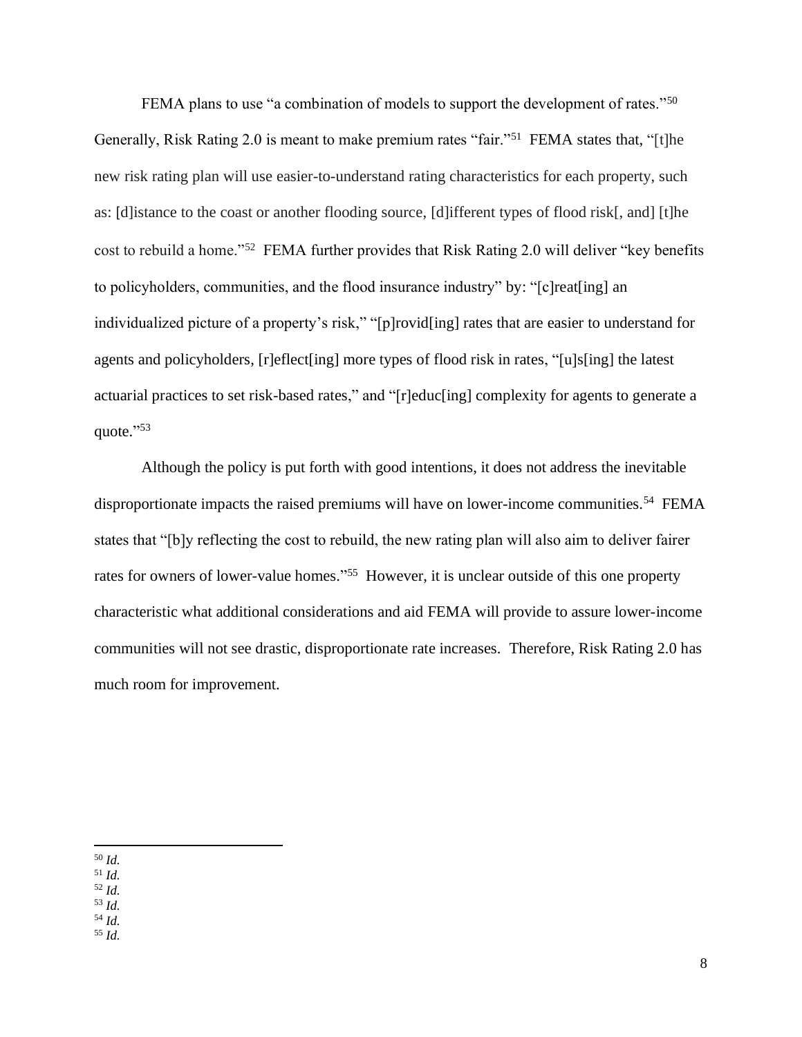FEMA plans to use "a combination of models to support the development of rates."[50] Generally, Risk Rating 2.0 is meant to make premium rates "fair."[51] FEMA states that, "[t]he new risk rating plan will use easier-to-understand rating characteristics for each property, such as: [d]istance to the coast or another flooding source, [d]ifferent types of flood risk[, and] [t]he cost to rebuild a home."[52] FEMA further provides that Risk Rating 2.0 will deliver "key benefits to policyholders, communities, and the flood insurance industry" by: "[c]reat[ing] an individualized picture of a property's risk," "[p]rovid[ing] rates that are easier to understand for agents and policyholders, [r]eflect[ing] more types of flood risk in rates, "[u]s[ing] the latest actuarial practices to set risk-based rates," and "[r]educ[ing] complexity for agents to generate a quote."[53]

Although the policy is put forth with good intentions, it does not address the inevitable disproportionate impacts the raised premiums will have on lower-income communities.[54] FEMA states that "[b]y reflecting the cost to rebuild, the new rating plan will also aim to deliver fairer rates for owners of lower-value homes."[55] However, it is unclear outside of this one property characteristic what additional considerations and aid FEMA will provide to assure lower-income communities will not see drastic, disproportionate rate increases. Therefore, Risk Rating 2.0 has much room for improvement.

---

[50] *Id.*
[51] *Id.*
[52] *Id.*
[53] *Id.*
[54] *Id.*
[55] *Id.*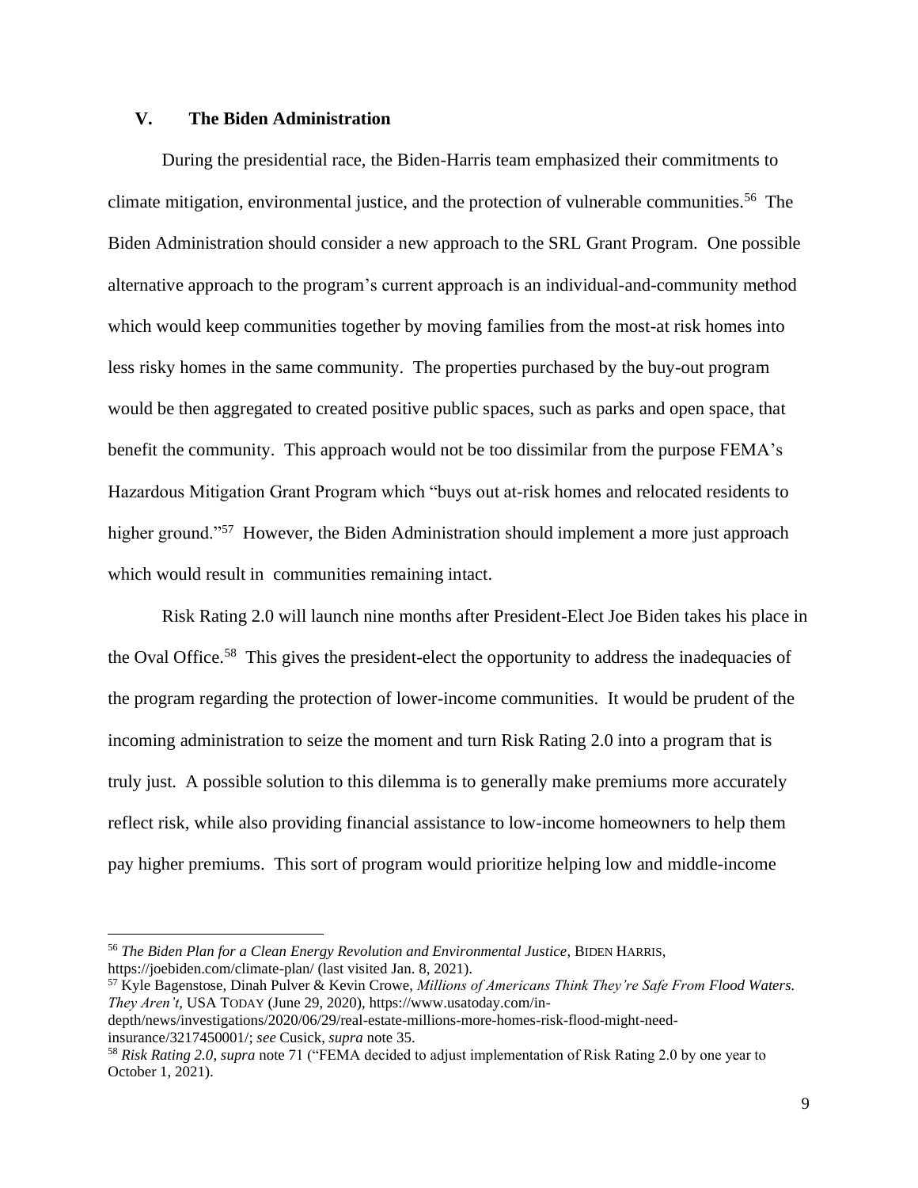## V. The Biden Administration

During the presidential race, the Biden-Harris team emphasized their commitments to climate mitigation, environmental justice, and the protection of vulnerable communities.[56] The Biden Administration should consider a new approach to the SRL Grant Program. One possible alternative approach to the program's current approach is an individual-and-community method which would keep communities together by moving families from the most-at risk homes into less risky homes in the same community. The properties purchased by the buy-out program would be then aggregated to created positive public spaces, such as parks and open space, that benefit the community. This approach would not be too dissimilar from the purpose FEMA's Hazardous Mitigation Grant Program which "buys out at-risk homes and relocated residents to higher ground."[57] However, the Biden Administration should implement a more just approach which would result in communities remaining intact.

Risk Rating 2.0 will launch nine months after President-Elect Joe Biden takes his place in the Oval Office.[58] This gives the president-elect the opportunity to address the inadequacies of the program regarding the protection of lower-income communities. It would be prudent of the incoming administration to seize the moment and turn Risk Rating 2.0 into a program that is truly just. A possible solution to this dilemma is to generally make premiums more accurately reflect risk, while also providing financial assistance to low-income homeowners to help them pay higher premiums. This sort of program would prioritize helping low and middle-income

---

[56] *The Biden Plan for a Clean Energy Revolution and Environmental Justice*, BIDEN HARRIS, https://joebiden.com/climate-plan/ (last visited Jan. 8, 2021).

[57] Kyle Bagenstose, Dinah Pulver & Kevin Crowe, *Millions of Americans Think They're Safe From Flood Waters. They Aren't*, USA TODAY (June 29, 2020), https://www.usatoday.com/in-depth/news/investigations/2020/06/29/real-estate-millions-more-homes-risk-flood-might-need-insurance/3217450001/; *see* Cusick, *supra* note 35.

[58] *Risk Rating 2.0, supra* note 71 ("FEMA decided to adjust implementation of Risk Rating 2.0 by one year to October 1, 2021).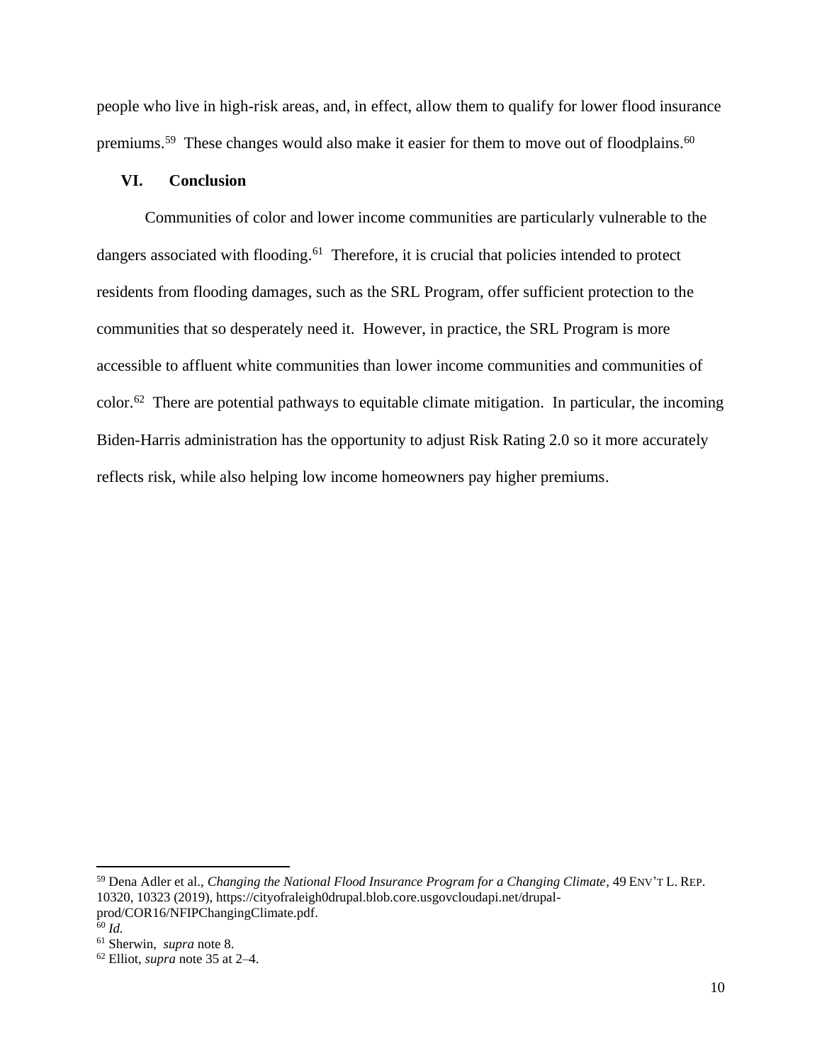people who live in high-risk areas, and, in effect, allow them to qualify for lower flood insurance premiums.[59] These changes would also make it easier for them to move out of floodplains.[60]

## VI. Conclusion

Communities of color and lower income communities are particularly vulnerable to the dangers associated with flooding.[61] Therefore, it is crucial that policies intended to protect residents from flooding damages, such as the SRL Program, offer sufficient protection to the communities that so desperately need it. However, in practice, the SRL Program is more accessible to affluent white communities than lower income communities and communities of color.[62] There are potential pathways to equitable climate mitigation. In particular, the incoming Biden-Harris administration has the opportunity to adjust Risk Rating 2.0 so it more accurately reflects risk, while also helping low income homeowners pay higher premiums.

---

[59] Dena Adler et al., *Changing the National Flood Insurance Program for a Changing Climate*, 49 ENV'T L. REP. 10320, 10323 (2019), https://cityofraleigh0drupal.blob.core.usgovcloudapi.net/drupal-prod/COR16/NFIPChangingClimate.pdf.

[60] *Id.*

[61] Sherwin, *supra* note 8.

[62] Elliot, *supra* note 35 at 2–4.